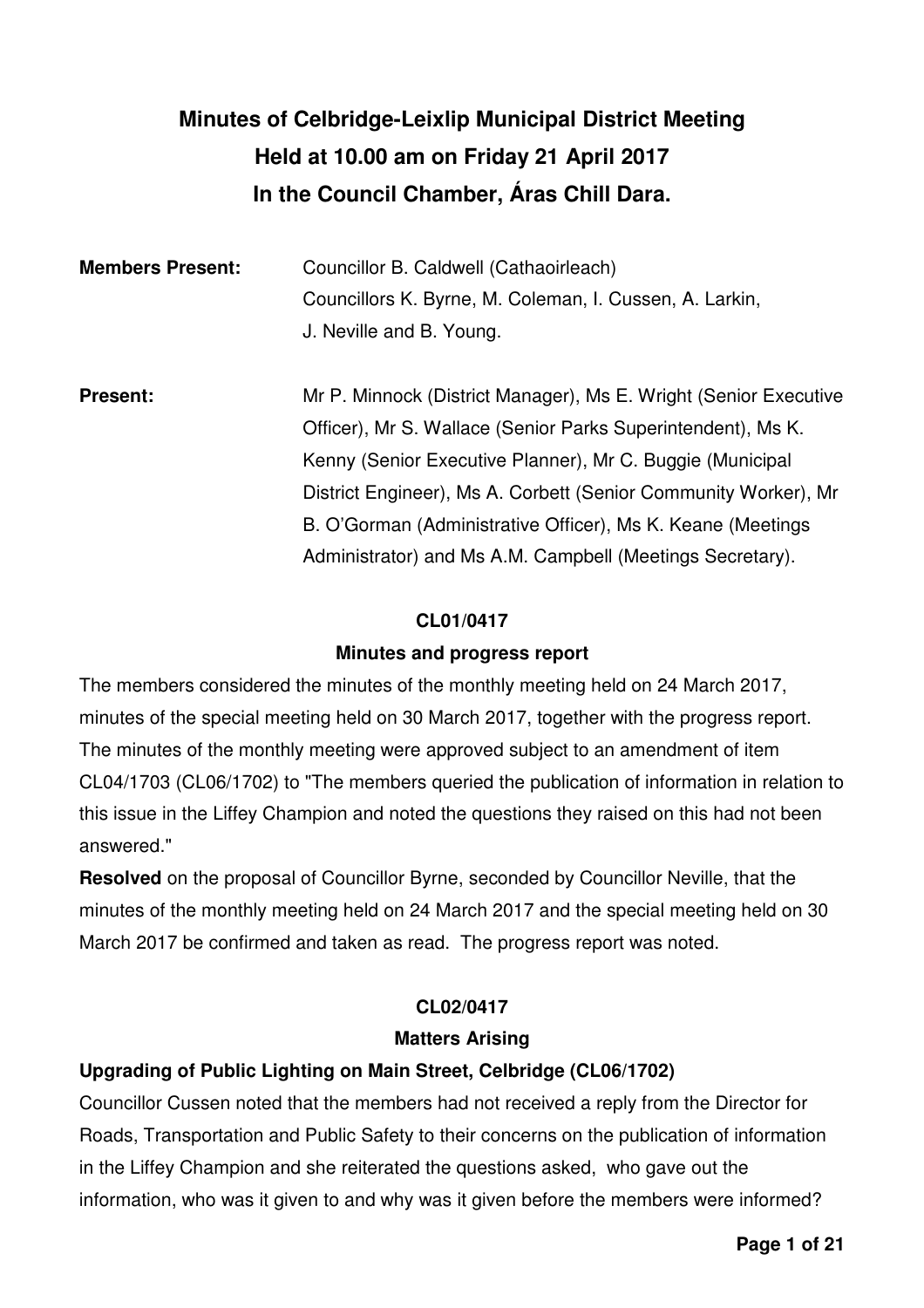# Minutes of Celbridge-Leixlip Municipal District Meeting
# Held at 10.00 am on Friday 21 April 2017
# In the Council Chamber, Áras Chill Dara.

**Members Present:** Councillor B. Caldwell (Cathaoirleach)
Councillors K. Byrne, M. Coleman, I. Cussen, A. Larkin, J. Neville and B. Young.

**Present:** Mr P. Minnock (District Manager), Ms E. Wright (Senior Executive Officer), Mr S. Wallace (Senior Parks Superintendent), Ms K. Kenny (Senior Executive Planner), Mr C. Buggie (Municipal District Engineer), Ms A. Corbett (Senior Community Worker), Mr B. O'Gorman (Administrative Officer), Ms K. Keane (Meetings Administrator) and Ms A.M. Campbell (Meetings Secretary).

## CL01/0417

### Minutes and progress report

The members considered the minutes of the monthly meeting held on 24 March 2017, minutes of the special meeting held on 30 March 2017, together with the progress report. The minutes of the monthly meeting were approved subject to an amendment of item CL04/1703 (CL06/1702) to "The members queried the publication of information in relation to this issue in the Liffey Champion and noted the questions they raised on this had not been answered."

**Resolved** on the proposal of Councillor Byrne, seconded by Councillor Neville, that the minutes of the monthly meeting held on 24 March 2017 and the special meeting held on 30 March 2017 be confirmed and taken as read. The progress report was noted.

## CL02/0417

### Matters Arising

**Upgrading of Public Lighting on Main Street, Celbridge (CL06/1702)**

Councillor Cussen noted that the members had not received a reply from the Director for Roads, Transportation and Public Safety to their concerns on the publication of information in the Liffey Champion and she reiterated the questions asked, who gave out the information, who was it given to and why was it given before the members were informed?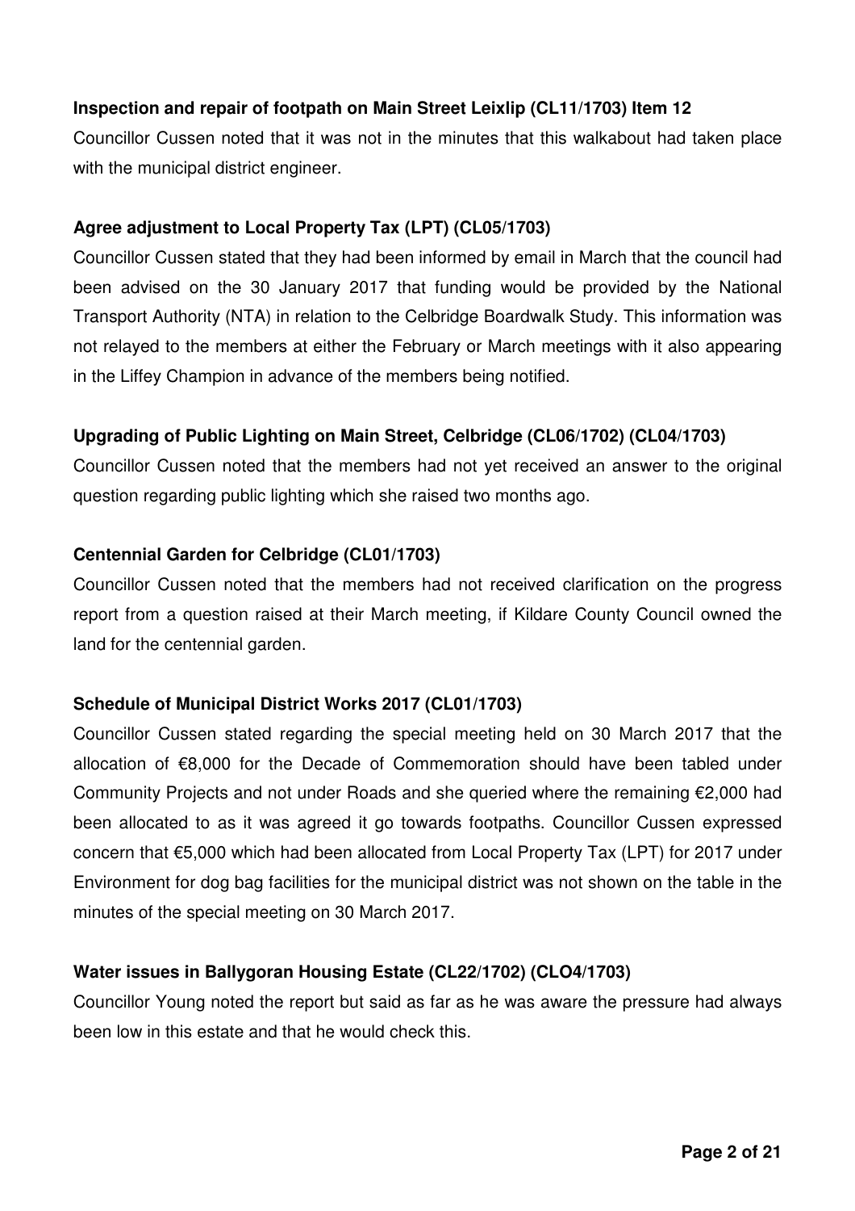**Inspection and repair of footpath on Main Street Leixlip (CL11/1703) Item 12**

Councillor Cussen noted that it was not in the minutes that this walkabout had taken place with the municipal district engineer.

**Agree adjustment to Local Property Tax (LPT) (CL05/1703)**

Councillor Cussen stated that they had been informed by email in March that the council had been advised on the 30 January 2017 that funding would be provided by the National Transport Authority (NTA) in relation to the Celbridge Boardwalk Study. This information was not relayed to the members at either the February or March meetings with it also appearing in the Liffey Champion in advance of the members being notified.

**Upgrading of Public Lighting on Main Street, Celbridge (CL06/1702) (CL04/1703)**

Councillor Cussen noted that the members had not yet received an answer to the original question regarding public lighting which she raised two months ago.

**Centennial Garden for Celbridge (CL01/1703)**

Councillor Cussen noted that the members had not received clarification on the progress report from a question raised at their March meeting, if Kildare County Council owned the land for the centennial garden.

**Schedule of Municipal District Works 2017 (CL01/1703)**

Councillor Cussen stated regarding the special meeting held on 30 March 2017 that the allocation of €8,000 for the Decade of Commemoration should have been tabled under Community Projects and not under Roads and she queried where the remaining €2,000 had been allocated to as it was agreed it go towards footpaths. Councillor Cussen expressed concern that €5,000 which had been allocated from Local Property Tax (LPT) for 2017 under Environment for dog bag facilities for the municipal district was not shown on the table in the minutes of the special meeting on 30 March 2017.

**Water issues in Ballygoran Housing Estate (CL22/1702) (CLO4/1703)**

Councillor Young noted the report but said as far as he was aware the pressure had always been low in this estate and that he would check this.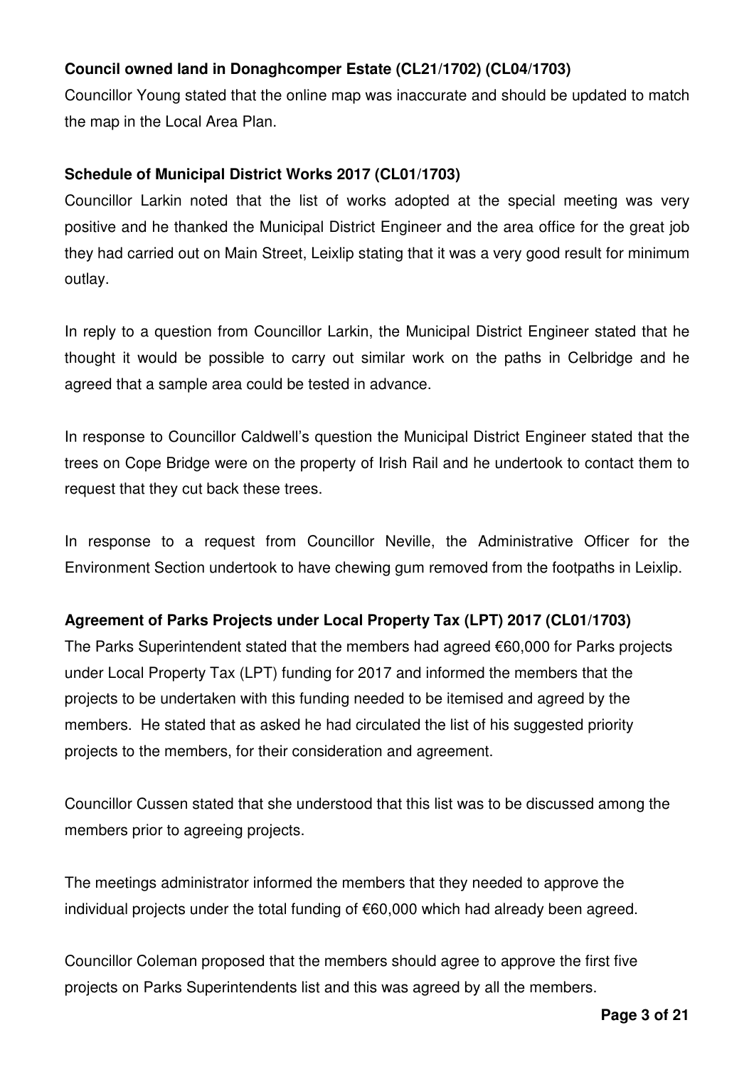**Council owned land in Donaghcomper Estate (CL21/1702) (CL04/1703)**

Councillor Young stated that the online map was inaccurate and should be updated to match the map in the Local Area Plan.

**Schedule of Municipal District Works 2017 (CL01/1703)**

Councillor Larkin noted that the list of works adopted at the special meeting was very positive and he thanked the Municipal District Engineer and the area office for the great job they had carried out on Main Street, Leixlip stating that it was a very good result for minimum outlay.

In reply to a question from Councillor Larkin, the Municipal District Engineer stated that he thought it would be possible to carry out similar work on the paths in Celbridge and he agreed that a sample area could be tested in advance.

In response to Councillor Caldwell's question the Municipal District Engineer stated that the trees on Cope Bridge were on the property of Irish Rail and he undertook to contact them to request that they cut back these trees.

In response to a request from Councillor Neville, the Administrative Officer for the Environment Section undertook to have chewing gum removed from the footpaths in Leixlip.

**Agreement of Parks Projects under Local Property Tax (LPT) 2017 (CL01/1703)**

The Parks Superintendent stated that the members had agreed €60,000 for Parks projects under Local Property Tax (LPT) funding for 2017 and informed the members that the projects to be undertaken with this funding needed to be itemised and agreed by the members. He stated that as asked he had circulated the list of his suggested priority projects to the members, for their consideration and agreement.

Councillor Cussen stated that she understood that this list was to be discussed among the members prior to agreeing projects.

The meetings administrator informed the members that they needed to approve the individual projects under the total funding of €60,000 which had already been agreed.

Councillor Coleman proposed that the members should agree to approve the first five projects on Parks Superintendents list and this was agreed by all the members.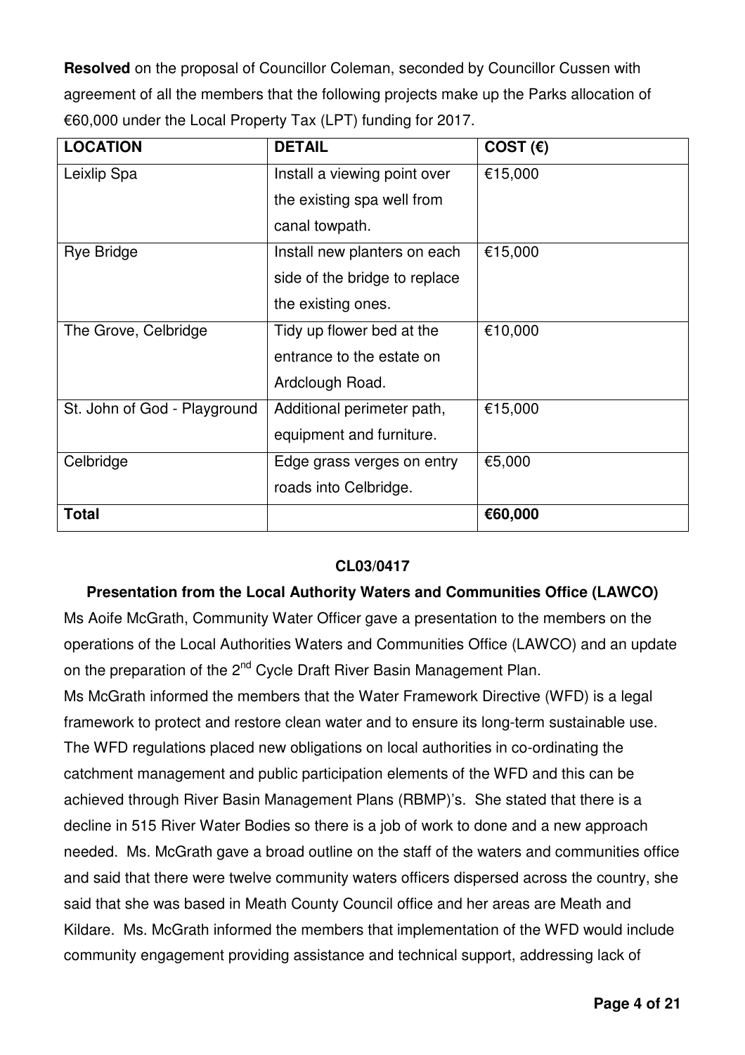**Resolved** on the proposal of Councillor Coleman, seconded by Councillor Cussen with agreement of all the members that the following projects make up the Parks allocation of €60,000 under the Local Property Tax (LPT) funding for 2017.

| LOCATION | DETAIL | COST (€) |
|---|---|---|
| Leixlip Spa | Install a viewing point over the existing spa well from canal towpath. | €15,000 |
| Rye Bridge | Install new planters on each side of the bridge to replace the existing ones. | €15,000 |
| The Grove, Celbridge | Tidy up flower bed at the entrance to the estate on Ardclough Road. | €10,000 |
| St. John of God - Playground | Additional perimeter path, equipment and furniture. | €15,000 |
| Celbridge | Edge grass verges on entry roads into Celbridge. | €5,000 |
| **Total** | | **€60,000** |

**CL03/0417**

**Presentation from the Local Authority Waters and Communities Office (LAWCO)**

Ms Aoife McGrath, Community Water Officer gave a presentation to the members on the operations of the Local Authorities Waters and Communities Office (LAWCO) and an update on the preparation of the 2nd Cycle Draft River Basin Management Plan.

Ms McGrath informed the members that the Water Framework Directive (WFD) is a legal framework to protect and restore clean water and to ensure its long-term sustainable use. The WFD regulations placed new obligations on local authorities in co-ordinating the catchment management and public participation elements of the WFD and this can be achieved through River Basin Management Plans (RBMP)'s. She stated that there is a decline in 515 River Water Bodies so there is a job of work to done and a new approach needed. Ms. McGrath gave a broad outline on the staff of the waters and communities office and said that there were twelve community waters officers dispersed across the country, she said that she was based in Meath County Council office and her areas are Meath and Kildare. Ms. McGrath informed the members that implementation of the WFD would include community engagement providing assistance and technical support, addressing lack of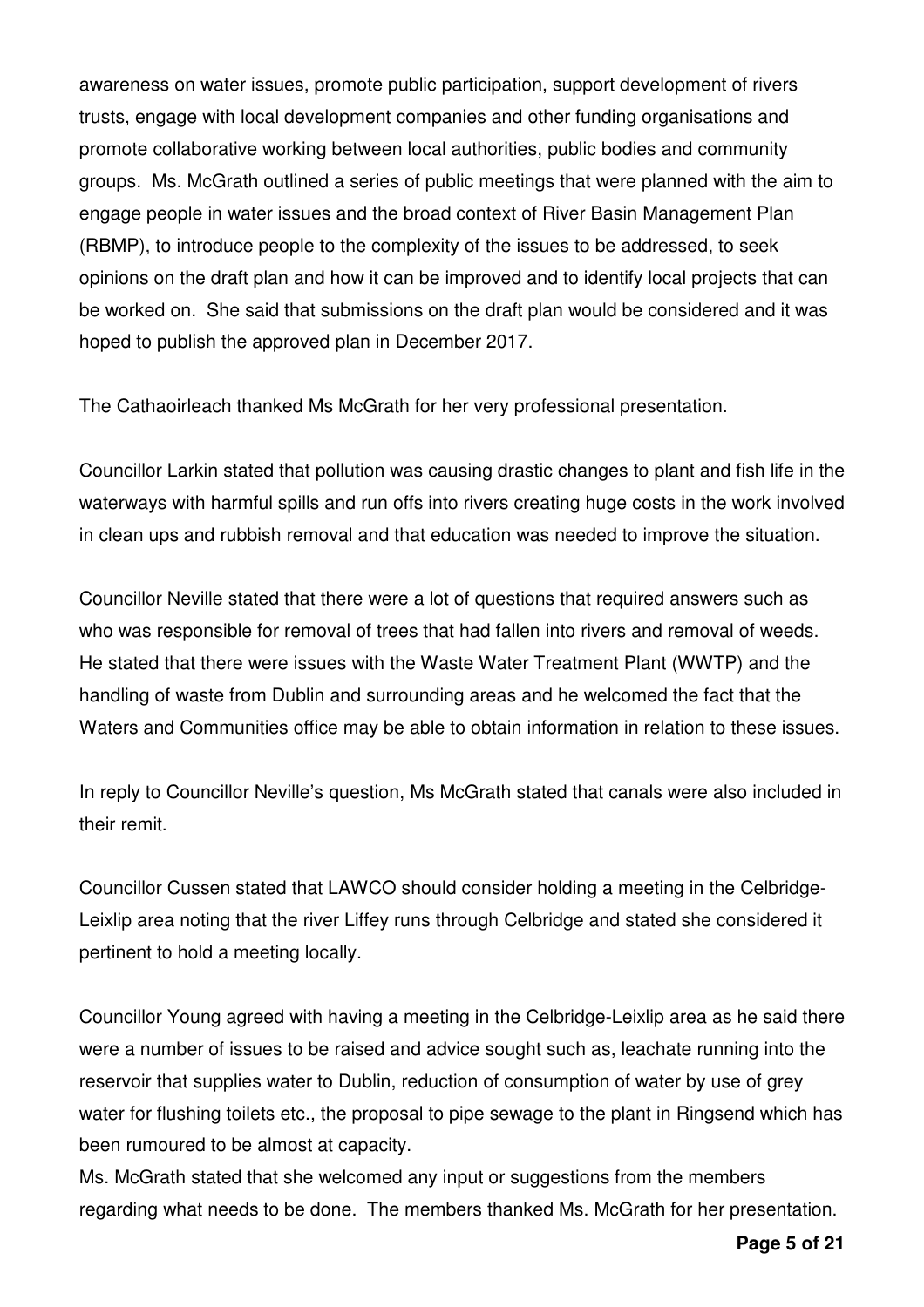awareness on water issues, promote public participation, support development of rivers trusts, engage with local development companies and other funding organisations and promote collaborative working between local authorities, public bodies and community groups. Ms. McGrath outlined a series of public meetings that were planned with the aim to engage people in water issues and the broad context of River Basin Management Plan (RBMP), to introduce people to the complexity of the issues to be addressed, to seek opinions on the draft plan and how it can be improved and to identify local projects that can be worked on. She said that submissions on the draft plan would be considered and it was hoped to publish the approved plan in December 2017.

The Cathaoirleach thanked Ms McGrath for her very professional presentation.

Councillor Larkin stated that pollution was causing drastic changes to plant and fish life in the waterways with harmful spills and run offs into rivers creating huge costs in the work involved in clean ups and rubbish removal and that education was needed to improve the situation.

Councillor Neville stated that there were a lot of questions that required answers such as who was responsible for removal of trees that had fallen into rivers and removal of weeds. He stated that there were issues with the Waste Water Treatment Plant (WWTP) and the handling of waste from Dublin and surrounding areas and he welcomed the fact that the Waters and Communities office may be able to obtain information in relation to these issues.

In reply to Councillor Neville's question, Ms McGrath stated that canals were also included in their remit.

Councillor Cussen stated that LAWCO should consider holding a meeting in the Celbridge-Leixlip area noting that the river Liffey runs through Celbridge and stated she considered it pertinent to hold a meeting locally.

Councillor Young agreed with having a meeting in the Celbridge-Leixlip area as he said there were a number of issues to be raised and advice sought such as, leachate running into the reservoir that supplies water to Dublin, reduction of consumption of water by use of grey water for flushing toilets etc., the proposal to pipe sewage to the plant in Ringsend which has been rumoured to be almost at capacity.

Ms. McGrath stated that she welcomed any input or suggestions from the members regarding what needs to be done. The members thanked Ms. McGrath for her presentation.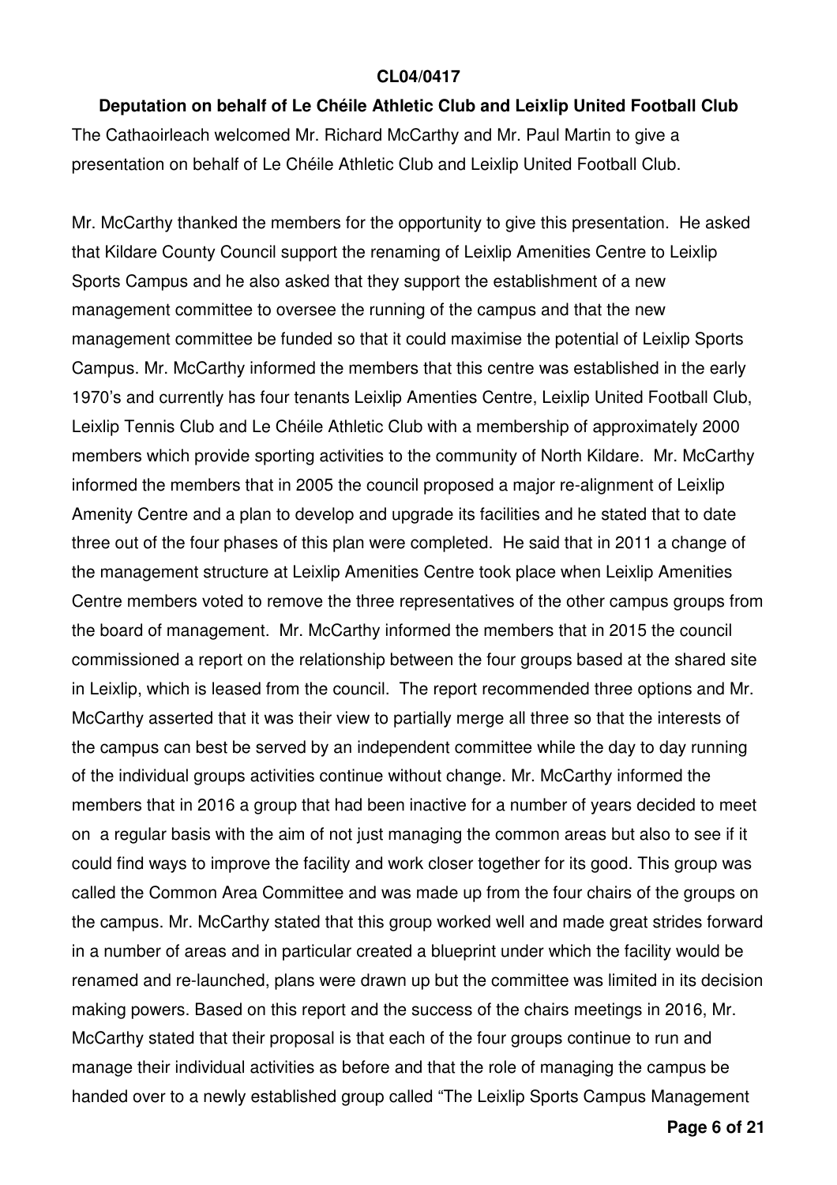**CL04/0417**

**Deputation on behalf of Le Chéile Athletic Club and Leixlip United Football Club**

The Cathaoirleach welcomed Mr. Richard McCarthy and Mr. Paul Martin to give a presentation on behalf of Le Chéile Athletic Club and Leixlip United Football Club.

Mr. McCarthy thanked the members for the opportunity to give this presentation. He asked that Kildare County Council support the renaming of Leixlip Amenities Centre to Leixlip Sports Campus and he also asked that they support the establishment of a new management committee to oversee the running of the campus and that the new management committee be funded so that it could maximise the potential of Leixlip Sports Campus. Mr. McCarthy informed the members that this centre was established in the early 1970's and currently has four tenants Leixlip Amenties Centre, Leixlip United Football Club, Leixlip Tennis Club and Le Chéile Athletic Club with a membership of approximately 2000 members which provide sporting activities to the community of North Kildare. Mr. McCarthy informed the members that in 2005 the council proposed a major re-alignment of Leixlip Amenity Centre and a plan to develop and upgrade its facilities and he stated that to date three out of the four phases of this plan were completed. He said that in 2011 a change of the management structure at Leixlip Amenities Centre took place when Leixlip Amenities Centre members voted to remove the three representatives of the other campus groups from the board of management. Mr. McCarthy informed the members that in 2015 the council commissioned a report on the relationship between the four groups based at the shared site in Leixlip, which is leased from the council. The report recommended three options and Mr. McCarthy asserted that it was their view to partially merge all three so that the interests of the campus can best be served by an independent committee while the day to day running of the individual groups activities continue without change. Mr. McCarthy informed the members that in 2016 a group that had been inactive for a number of years decided to meet on a regular basis with the aim of not just managing the common areas but also to see if it could find ways to improve the facility and work closer together for its good. This group was called the Common Area Committee and was made up from the four chairs of the groups on the campus. Mr. McCarthy stated that this group worked well and made great strides forward in a number of areas and in particular created a blueprint under which the facility would be renamed and re-launched, plans were drawn up but the committee was limited in its decision making powers. Based on this report and the success of the chairs meetings in 2016, Mr. McCarthy stated that their proposal is that each of the four groups continue to run and manage their individual activities as before and that the role of managing the campus be handed over to a newly established group called "The Leixlip Sports Campus Management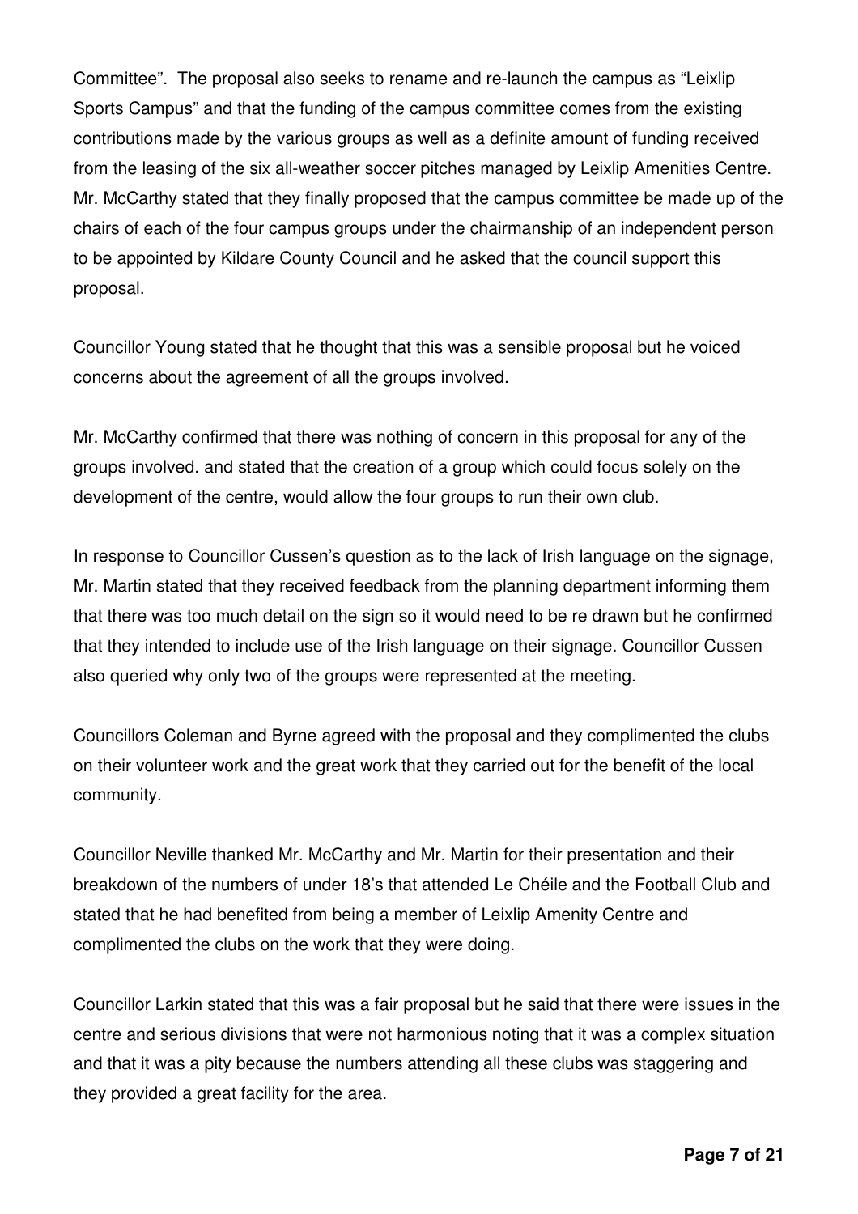Committee". The proposal also seeks to rename and re-launch the campus as "Leixlip Sports Campus" and that the funding of the campus committee comes from the existing contributions made by the various groups as well as a definite amount of funding received from the leasing of the six all-weather soccer pitches managed by Leixlip Amenities Centre. Mr. McCarthy stated that they finally proposed that the campus committee be made up of the chairs of each of the four campus groups under the chairmanship of an independent person to be appointed by Kildare County Council and he asked that the council support this proposal.

Councillor Young stated that he thought that this was a sensible proposal but he voiced concerns about the agreement of all the groups involved.

Mr. McCarthy confirmed that there was nothing of concern in this proposal for any of the groups involved. and stated that the creation of a group which could focus solely on the development of the centre, would allow the four groups to run their own club.

In response to Councillor Cussen's question as to the lack of Irish language on the signage, Mr. Martin stated that they received feedback from the planning department informing them that there was too much detail on the sign so it would need to be re drawn but he confirmed that they intended to include use of the Irish language on their signage. Councillor Cussen also queried why only two of the groups were represented at the meeting.

Councillors Coleman and Byrne agreed with the proposal and they complimented the clubs on their volunteer work and the great work that they carried out for the benefit of the local community.

Councillor Neville thanked Mr. McCarthy and Mr. Martin for their presentation and their breakdown of the numbers of under 18's that attended Le Chéile and the Football Club and stated that he had benefited from being a member of Leixlip Amenity Centre and complimented the clubs on the work that they were doing.

Councillor Larkin stated that this was a fair proposal but he said that there were issues in the centre and serious divisions that were not harmonious noting that it was a complex situation and that it was a pity because the numbers attending all these clubs was staggering and they provided a great facility for the area.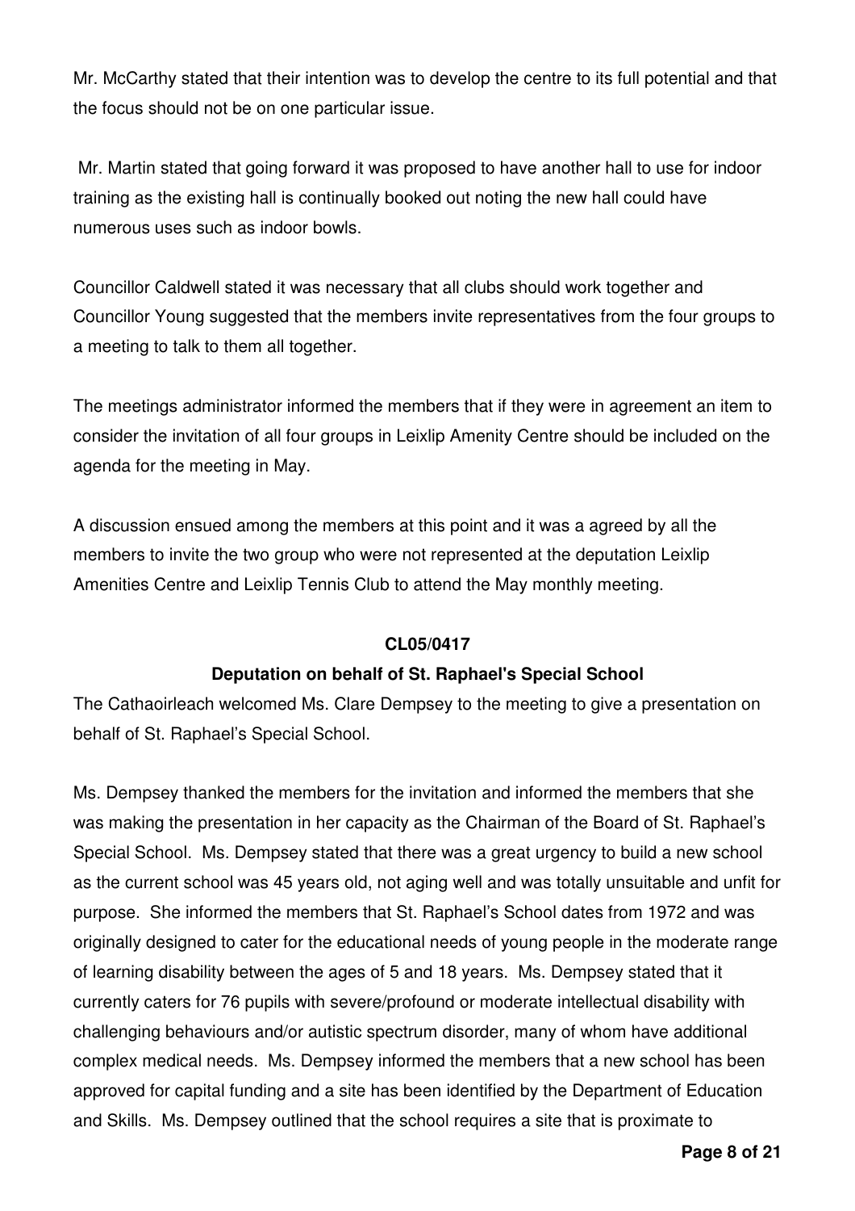Mr. McCarthy stated that their intention was to develop the centre to its full potential and that the focus should not be on one particular issue.

Mr. Martin stated that going forward it was proposed to have another hall to use for indoor training as the existing hall is continually booked out noting the new hall could have numerous uses such as indoor bowls.

Councillor Caldwell stated it was necessary that all clubs should work together and Councillor Young suggested that the members invite representatives from the four groups to a meeting to talk to them all together.

The meetings administrator informed the members that if they were in agreement an item to consider the invitation of all four groups in Leixlip Amenity Centre should be included on the agenda for the meeting in May.

A discussion ensued among the members at this point and it was a agreed by all the members to invite the two group who were not represented at the deputation Leixlip Amenities Centre and Leixlip Tennis Club to attend the May monthly meeting.

**CL05/0417**

**Deputation on behalf of St. Raphael's Special School**

The Cathaoirleach welcomed Ms. Clare Dempsey to the meeting to give a presentation on behalf of St. Raphael's Special School.

Ms. Dempsey thanked the members for the invitation and informed the members that she was making the presentation in her capacity as the Chairman of the Board of St. Raphael's Special School. Ms. Dempsey stated that there was a great urgency to build a new school as the current school was 45 years old, not aging well and was totally unsuitable and unfit for purpose. She informed the members that St. Raphael's School dates from 1972 and was originally designed to cater for the educational needs of young people in the moderate range of learning disability between the ages of 5 and 18 years. Ms. Dempsey stated that it currently caters for 76 pupils with severe/profound or moderate intellectual disability with challenging behaviours and/or autistic spectrum disorder, many of whom have additional complex medical needs. Ms. Dempsey informed the members that a new school has been approved for capital funding and a site has been identified by the Department of Education and Skills. Ms. Dempsey outlined that the school requires a site that is proximate to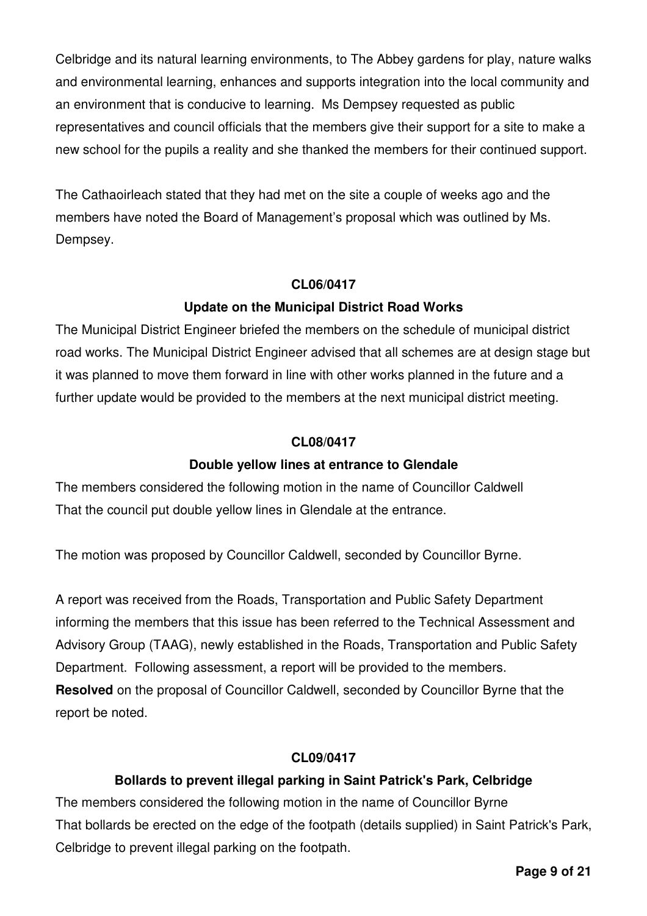Celbridge and its natural learning environments, to The Abbey gardens for play, nature walks and environmental learning, enhances and supports integration into the local community and an environment that is conducive to learning. Ms Dempsey requested as public representatives and council officials that the members give their support for a site to make a new school for the pupils a reality and she thanked the members for their continued support.

The Cathaoirleach stated that they had met on the site a couple of weeks ago and the members have noted the Board of Management's proposal which was outlined by Ms. Dempsey.

**CL06/0417**

**Update on the Municipal District Road Works**

The Municipal District Engineer briefed the members on the schedule of municipal district road works. The Municipal District Engineer advised that all schemes are at design stage but it was planned to move them forward in line with other works planned in the future and a further update would be provided to the members at the next municipal district meeting.

**CL08/0417**

**Double yellow lines at entrance to Glendale**

The members considered the following motion in the name of Councillor Caldwell
That the council put double yellow lines in Glendale at the entrance.

The motion was proposed by Councillor Caldwell, seconded by Councillor Byrne.

A report was received from the Roads, Transportation and Public Safety Department informing the members that this issue has been referred to the Technical Assessment and Advisory Group (TAAG), newly established in the Roads, Transportation and Public Safety Department. Following assessment, a report will be provided to the members.
**Resolved** on the proposal of Councillor Caldwell, seconded by Councillor Byrne that the report be noted.

**CL09/0417**

**Bollards to prevent illegal parking in Saint Patrick's Park, Celbridge**

The members considered the following motion in the name of Councillor Byrne
That bollards be erected on the edge of the footpath (details supplied) in Saint Patrick's Park, Celbridge to prevent illegal parking on the footpath.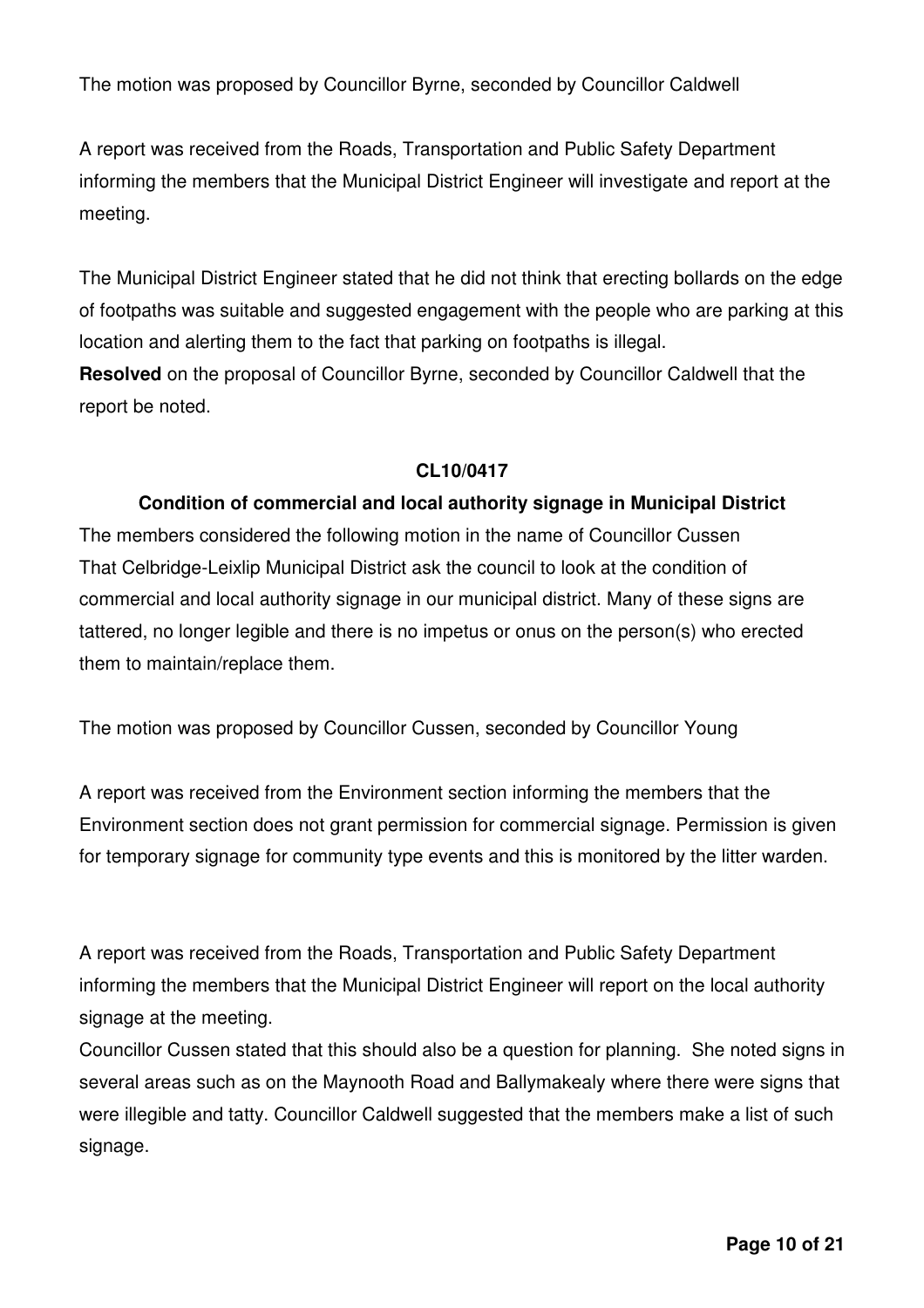The motion was proposed by Councillor Byrne, seconded by Councillor Caldwell

A report was received from the Roads, Transportation and Public Safety Department informing the members that the Municipal District Engineer will investigate and report at the meeting.

The Municipal District Engineer stated that he did not think that erecting bollards on the edge of footpaths was suitable and suggested engagement with the people who are parking at this location and alerting them to the fact that parking on footpaths is illegal.

**Resolved** on the proposal of Councillor Byrne, seconded by Councillor Caldwell that the report be noted.

**CL10/0417**

**Condition of commercial and local authority signage in Municipal District**

The members considered the following motion in the name of Councillor Cussen

That Celbridge-Leixlip Municipal District ask the council to look at the condition of commercial and local authority signage in our municipal district. Many of these signs are tattered, no longer legible and there is no impetus or onus on the person(s) who erected them to maintain/replace them.

The motion was proposed by Councillor Cussen, seconded by Councillor Young

A report was received from the Environment section informing the members that the Environment section does not grant permission for commercial signage. Permission is given for temporary signage for community type events and this is monitored by the litter warden.

A report was received from the Roads, Transportation and Public Safety Department informing the members that the Municipal District Engineer will report on the local authority signage at the meeting.

Councillor Cussen stated that this should also be a question for planning. She noted signs in several areas such as on the Maynooth Road and Ballymakealy where there were signs that were illegible and tatty. Councillor Caldwell suggested that the members make a list of such signage.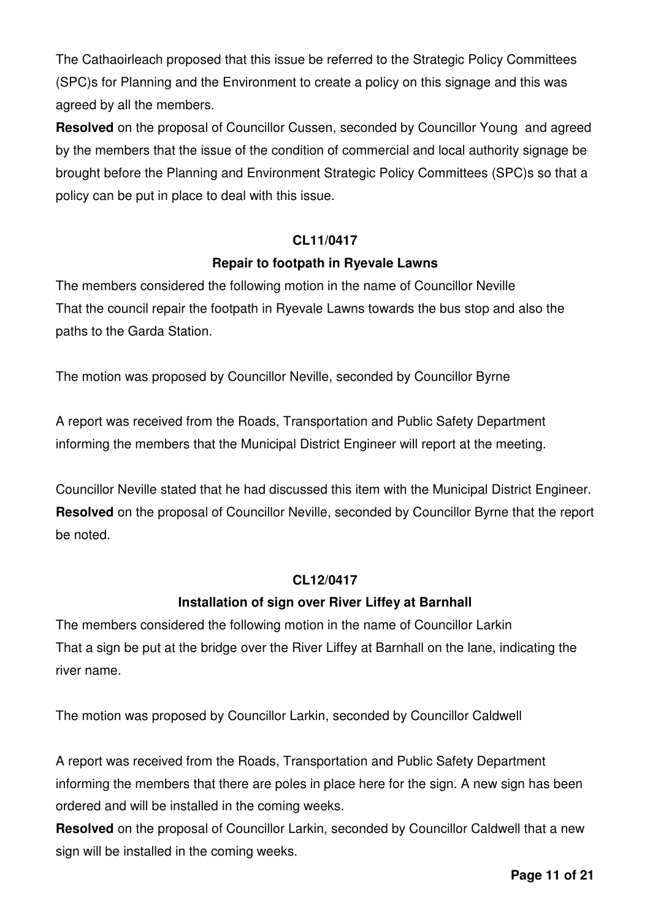The Cathaoirleach proposed that this issue be referred to the Strategic Policy Committees (SPC)s for Planning and the Environment to create a policy on this signage and this was agreed by all the members.

**Resolved** on the proposal of Councillor Cussen, seconded by Councillor Young and agreed by the members that the issue of the condition of commercial and local authority signage be brought before the Planning and Environment Strategic Policy Committees (SPC)s so that a policy can be put in place to deal with this issue.

**CL11/0417**

**Repair to footpath in Ryevale Lawns**

The members considered the following motion in the name of Councillor Neville
That the council repair the footpath in Ryevale Lawns towards the bus stop and also the paths to the Garda Station.

The motion was proposed by Councillor Neville, seconded by Councillor Byrne

A report was received from the Roads, Transportation and Public Safety Department informing the members that the Municipal District Engineer will report at the meeting.

Councillor Neville stated that he had discussed this item with the Municipal District Engineer.
**Resolved** on the proposal of Councillor Neville, seconded by Councillor Byrne that the report be noted.

**CL12/0417**

**Installation of sign over River Liffey at Barnhall**

The members considered the following motion in the name of Councillor Larkin
That a sign be put at the bridge over the River Liffey at Barnhall on the lane, indicating the river name.

The motion was proposed by Councillor Larkin, seconded by Councillor Caldwell

A report was received from the Roads, Transportation and Public Safety Department informing the members that there are poles in place here for the sign. A new sign has been ordered and will be installed in the coming weeks.
**Resolved** on the proposal of Councillor Larkin, seconded by Councillor Caldwell that a new sign will be installed in the coming weeks.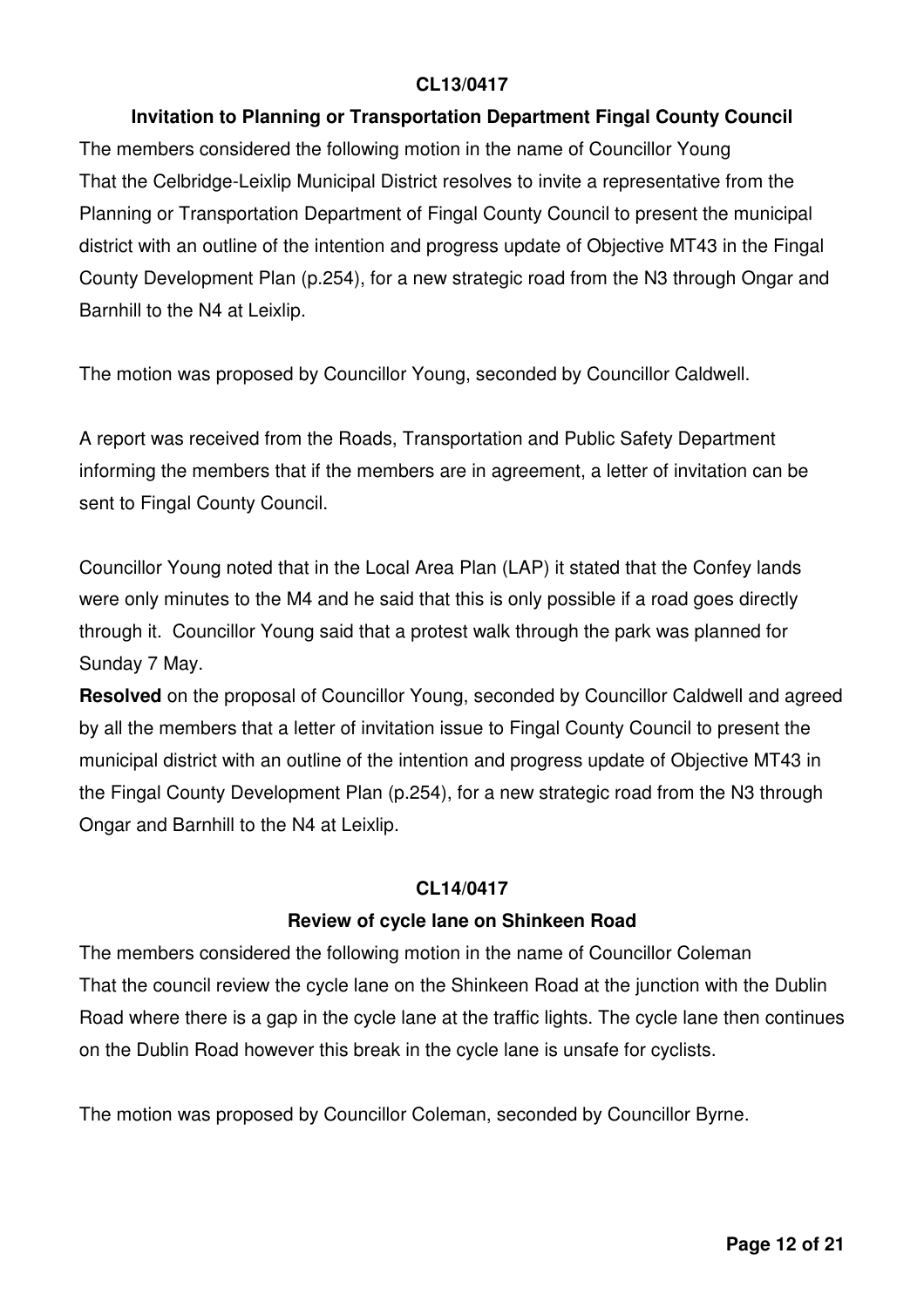**CL13/0417**

**Invitation to Planning or Transportation Department Fingal County Council**

The members considered the following motion in the name of Councillor Young
That the Celbridge-Leixlip Municipal District resolves to invite a representative from the Planning or Transportation Department of Fingal County Council to present the municipal district with an outline of the intention and progress update of Objective MT43 in the Fingal County Development Plan (p.254), for a new strategic road from the N3 through Ongar and Barnhill to the N4 at Leixlip.

The motion was proposed by Councillor Young, seconded by Councillor Caldwell.

A report was received from the Roads, Transportation and Public Safety Department informing the members that if the members are in agreement, a letter of invitation can be sent to Fingal County Council.

Councillor Young noted that in the Local Area Plan (LAP) it stated that the Confey lands were only minutes to the M4 and he said that this is only possible if a road goes directly through it. Councillor Young said that a protest walk through the park was planned for Sunday 7 May.

**Resolved** on the proposal of Councillor Young, seconded by Councillor Caldwell and agreed by all the members that a letter of invitation issue to Fingal County Council to present the municipal district with an outline of the intention and progress update of Objective MT43 in the Fingal County Development Plan (p.254), for a new strategic road from the N3 through Ongar and Barnhill to the N4 at Leixlip.

**CL14/0417**

**Review of cycle lane on Shinkeen Road**

The members considered the following motion in the name of Councillor Coleman
That the council review the cycle lane on the Shinkeen Road at the junction with the Dublin Road where there is a gap in the cycle lane at the traffic lights. The cycle lane then continues on the Dublin Road however this break in the cycle lane is unsafe for cyclists.

The motion was proposed by Councillor Coleman, seconded by Councillor Byrne.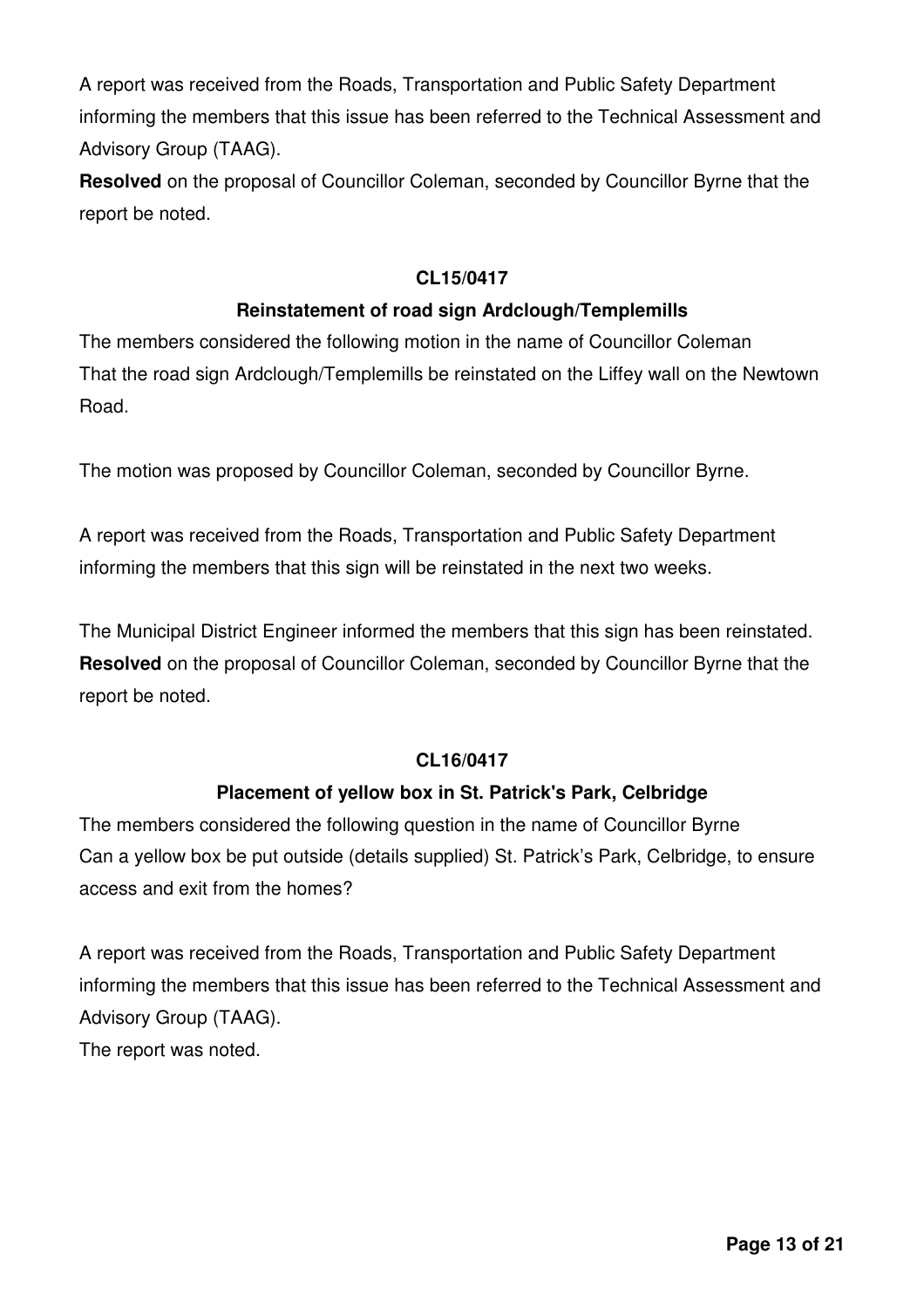A report was received from the Roads, Transportation and Public Safety Department informing the members that this issue has been referred to the Technical Assessment and Advisory Group (TAAG).

**Resolved** on the proposal of Councillor Coleman, seconded by Councillor Byrne that the report be noted.

**CL15/0417**

**Reinstatement of road sign Ardclough/Templemills**

The members considered the following motion in the name of Councillor Coleman

That the road sign Ardclough/Templemills be reinstated on the Liffey wall on the Newtown Road.

The motion was proposed by Councillor Coleman, seconded by Councillor Byrne.

A report was received from the Roads, Transportation and Public Safety Department informing the members that this sign will be reinstated in the next two weeks.

The Municipal District Engineer informed the members that this sign has been reinstated.

**Resolved** on the proposal of Councillor Coleman, seconded by Councillor Byrne that the report be noted.

**CL16/0417**

**Placement of yellow box in St. Patrick's Park, Celbridge**

The members considered the following question in the name of Councillor Byrne

Can a yellow box be put outside (details supplied) St. Patrick's Park, Celbridge, to ensure access and exit from the homes?

A report was received from the Roads, Transportation and Public Safety Department informing the members that this issue has been referred to the Technical Assessment and Advisory Group (TAAG).

The report was noted.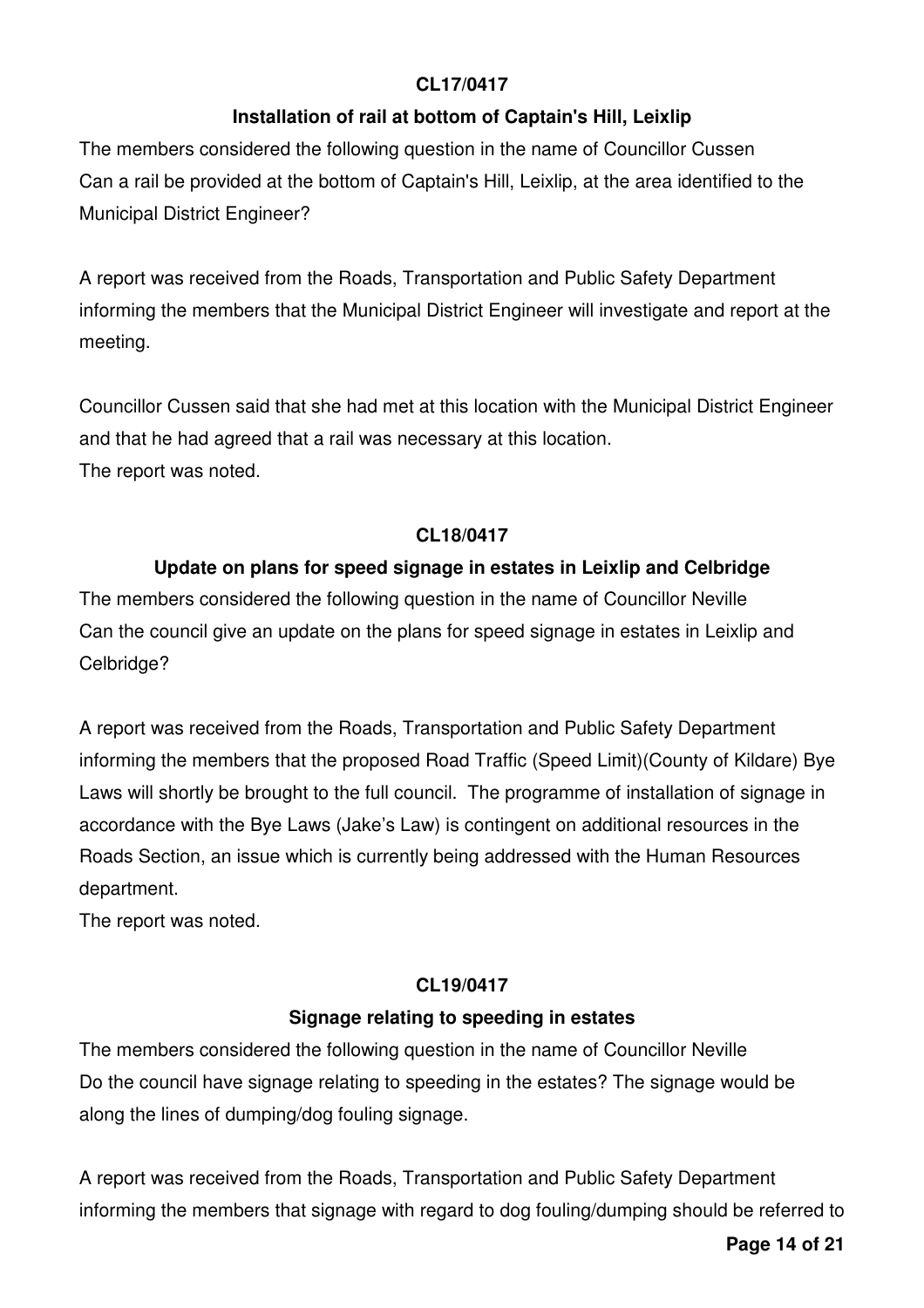**CL17/0417**

**Installation of rail at bottom of Captain's Hill, Leixlip**

The members considered the following question in the name of Councillor Cussen
Can a rail be provided at the bottom of Captain's Hill, Leixlip, at the area identified to the Municipal District Engineer?

A report was received from the Roads, Transportation and Public Safety Department informing the members that the Municipal District Engineer will investigate and report at the meeting.

Councillor Cussen said that she had met at this location with the Municipal District Engineer and that he had agreed that a rail was necessary at this location.
The report was noted.

**CL18/0417**

**Update on plans for speed signage in estates in Leixlip and Celbridge**

The members considered the following question in the name of Councillor Neville
Can the council give an update on the plans for speed signage in estates in Leixlip and Celbridge?

A report was received from the Roads, Transportation and Public Safety Department informing the members that the proposed Road Traffic (Speed Limit)(County of Kildare) Bye Laws will shortly be brought to the full council. The programme of installation of signage in accordance with the Bye Laws (Jake's Law) is contingent on additional resources in the Roads Section, an issue which is currently being addressed with the Human Resources department.
The report was noted.

**CL19/0417**

**Signage relating to speeding in estates**

The members considered the following question in the name of Councillor Neville
Do the council have signage relating to speeding in the estates? The signage would be along the lines of dumping/dog fouling signage.

A report was received from the Roads, Transportation and Public Safety Department informing the members that signage with regard to dog fouling/dumping should be referred to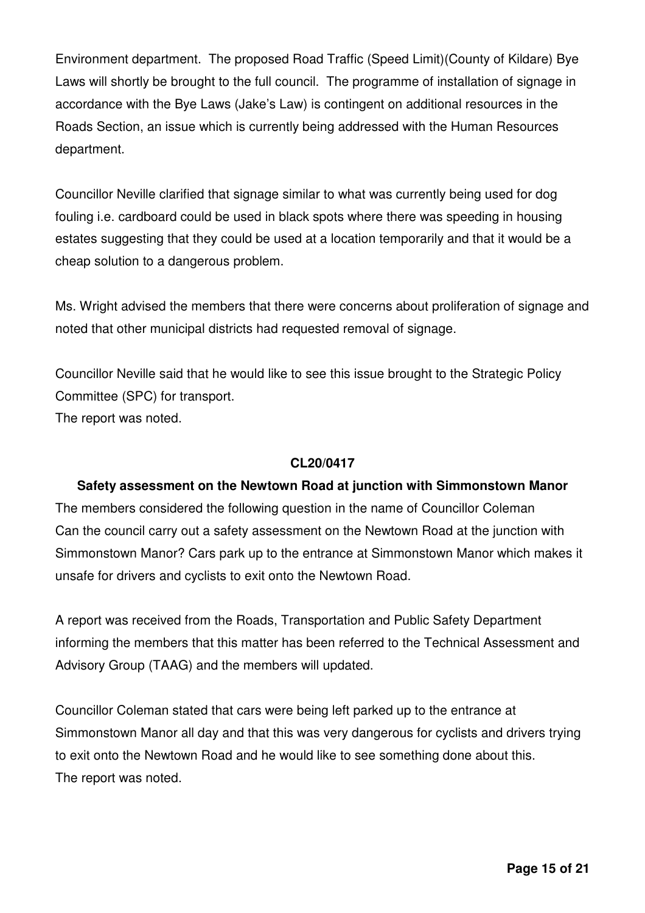Environment department. The proposed Road Traffic (Speed Limit)(County of Kildare) Bye Laws will shortly be brought to the full council. The programme of installation of signage in accordance with the Bye Laws (Jake's Law) is contingent on additional resources in the Roads Section, an issue which is currently being addressed with the Human Resources department.

Councillor Neville clarified that signage similar to what was currently being used for dog fouling i.e. cardboard could be used in black spots where there was speeding in housing estates suggesting that they could be used at a location temporarily and that it would be a cheap solution to a dangerous problem.

Ms. Wright advised the members that there were concerns about proliferation of signage and noted that other municipal districts had requested removal of signage.

Councillor Neville said that he would like to see this issue brought to the Strategic Policy Committee (SPC) for transport.
The report was noted.

**CL20/0417**

**Safety assessment on the Newtown Road at junction with Simmonstown Manor**

The members considered the following question in the name of Councillor Coleman
Can the council carry out a safety assessment on the Newtown Road at the junction with Simmonstown Manor? Cars park up to the entrance at Simmonstown Manor which makes it unsafe for drivers and cyclists to exit onto the Newtown Road.

A report was received from the Roads, Transportation and Public Safety Department informing the members that this matter has been referred to the Technical Assessment and Advisory Group (TAAG) and the members will updated.

Councillor Coleman stated that cars were being left parked up to the entrance at Simmonstown Manor all day and that this was very dangerous for cyclists and drivers trying to exit onto the Newtown Road and he would like to see something done about this.
The report was noted.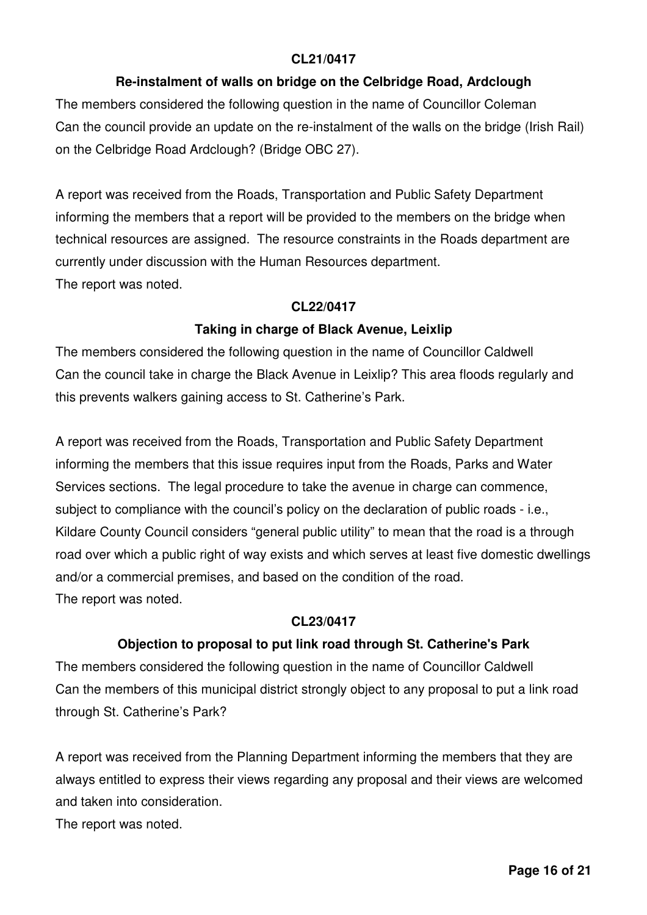**CL21/0417**

**Re-instalment of walls on bridge on the Celbridge Road, Ardclough**

The members considered the following question in the name of Councillor Coleman
Can the council provide an update on the re-instalment of the walls on the bridge (Irish Rail) on the Celbridge Road Ardclough? (Bridge OBC 27).

A report was received from the Roads, Transportation and Public Safety Department informing the members that a report will be provided to the members on the bridge when technical resources are assigned. The resource constraints in the Roads department are currently under discussion with the Human Resources department.
The report was noted.

**CL22/0417**

**Taking in charge of Black Avenue, Leixlip**

The members considered the following question in the name of Councillor Caldwell
Can the council take in charge the Black Avenue in Leixlip? This area floods regularly and this prevents walkers gaining access to St. Catherine's Park.

A report was received from the Roads, Transportation and Public Safety Department informing the members that this issue requires input from the Roads, Parks and Water Services sections. The legal procedure to take the avenue in charge can commence, subject to compliance with the council's policy on the declaration of public roads - i.e., Kildare County Council considers "general public utility" to mean that the road is a through road over which a public right of way exists and which serves at least five domestic dwellings and/or a commercial premises, and based on the condition of the road.
The report was noted.

**CL23/0417**

**Objection to proposal to put link road through St. Catherine's Park**

The members considered the following question in the name of Councillor Caldwell
Can the members of this municipal district strongly object to any proposal to put a link road through St. Catherine's Park?

A report was received from the Planning Department informing the members that they are always entitled to express their views regarding any proposal and their views are welcomed and taken into consideration.
The report was noted.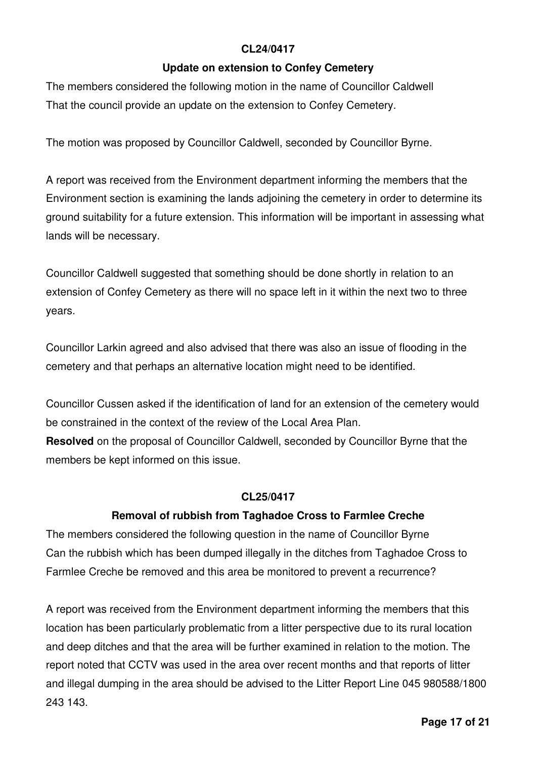**CL24/0417**

**Update on extension to Confey Cemetery**

The members considered the following motion in the name of Councillor Caldwell
That the council provide an update on the extension to Confey Cemetery.

The motion was proposed by Councillor Caldwell, seconded by Councillor Byrne.

A report was received from the Environment department informing the members that the Environment section is examining the lands adjoining the cemetery in order to determine its ground suitability for a future extension. This information will be important in assessing what lands will be necessary.

Councillor Caldwell suggested that something should be done shortly in relation to an extension of Confey Cemetery as there will no space left in it within the next two to three years.

Councillor Larkin agreed and also advised that there was also an issue of flooding in the cemetery and that perhaps an alternative location might need to be identified.

Councillor Cussen asked if the identification of land for an extension of the cemetery would be constrained in the context of the review of the Local Area Plan.
**Resolved** on the proposal of Councillor Caldwell, seconded by Councillor Byrne that the members be kept informed on this issue.

**CL25/0417**

**Removal of rubbish from Taghadoe Cross to Farmlee Creche**

The members considered the following question in the name of Councillor Byrne
Can the rubbish which has been dumped illegally in the ditches from Taghadoe Cross to Farmlee Creche be removed and this area be monitored to prevent a recurrence?

A report was received from the Environment department informing the members that this location has been particularly problematic from a litter perspective due to its rural location and deep ditches and that the area will be further examined in relation to the motion. The report noted that CCTV was used in the area over recent months and that reports of litter and illegal dumping in the area should be advised to the Litter Report Line 045 980588/1800 243 143.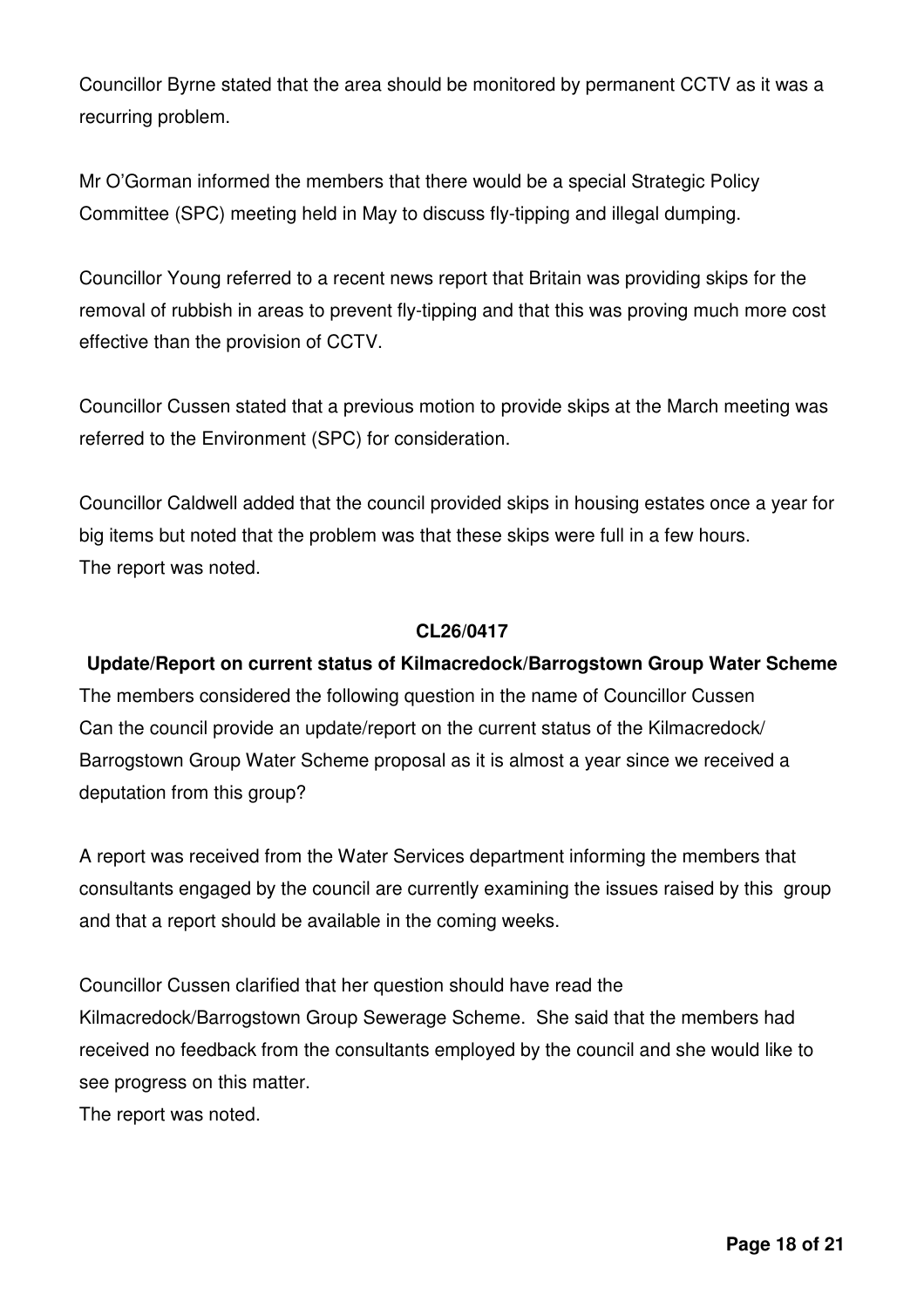Councillor Byrne stated that the area should be monitored by permanent CCTV as it was a recurring problem.

Mr O'Gorman informed the members that there would be a special Strategic Policy Committee (SPC) meeting held in May to discuss fly-tipping and illegal dumping.

Councillor Young referred to a recent news report that Britain was providing skips for the removal of rubbish in areas to prevent fly-tipping and that this was proving much more cost effective than the provision of CCTV.

Councillor Cussen stated that a previous motion to provide skips at the March meeting was referred to the Environment (SPC) for consideration.

Councillor Caldwell added that the council provided skips in housing estates once a year for big items but noted that the problem was that these skips were full in a few hours.
The report was noted.

**CL26/0417**

**Update/Report on current status of Kilmacredock/Barrogstown Group Water Scheme**

The members considered the following question in the name of Councillor Cussen
Can the council provide an update/report on the current status of the Kilmacredock/ Barrogstown Group Water Scheme proposal as it is almost a year since we received a deputation from this group?

A report was received from the Water Services department informing the members that consultants engaged by the council are currently examining the issues raised by this group and that a report should be available in the coming weeks.

Councillor Cussen clarified that her question should have read the Kilmacredock/Barrogstown Group Sewerage Scheme. She said that the members had received no feedback from the consultants employed by the council and she would like to see progress on this matter.
The report was noted.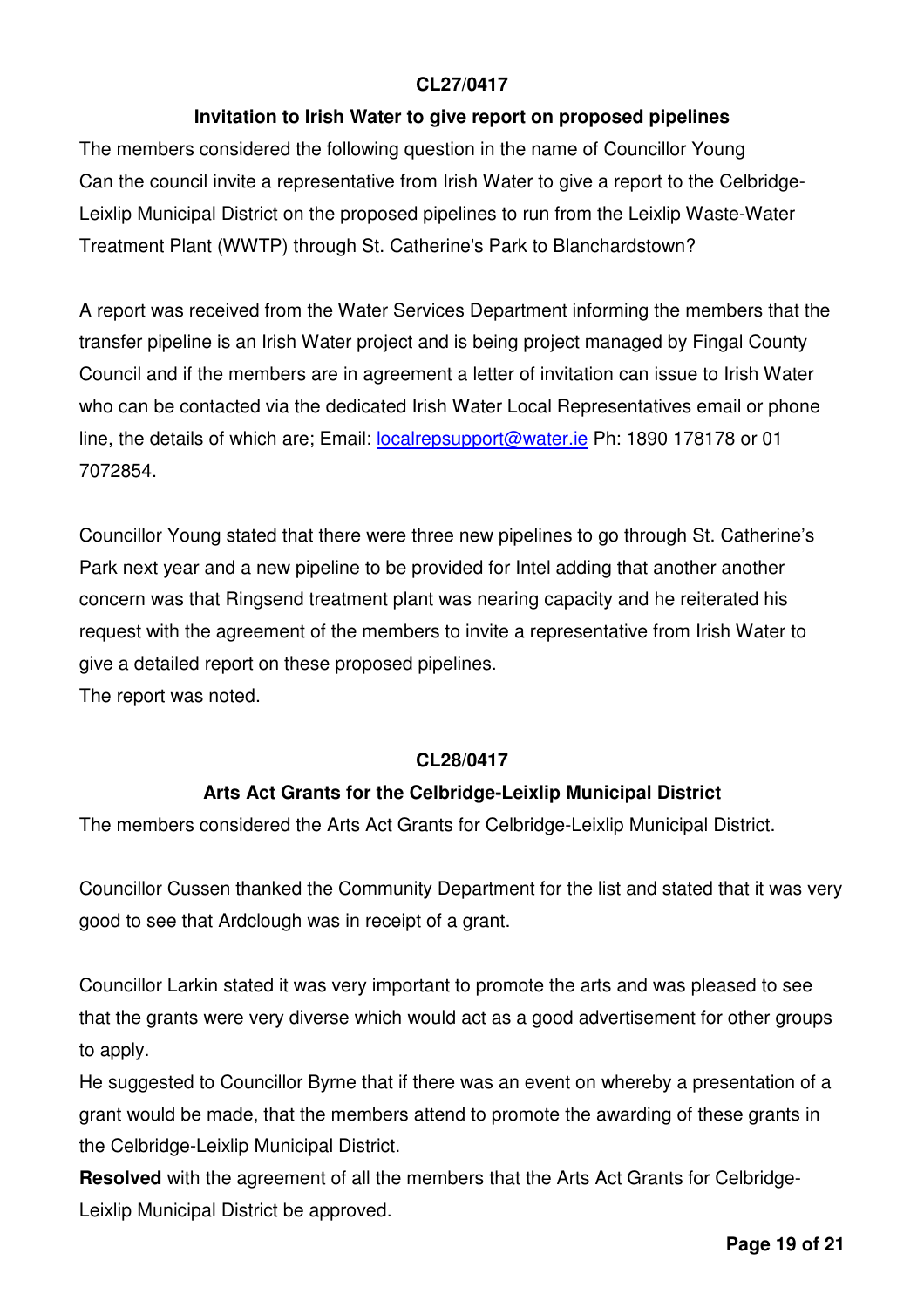**CL27/0417**

**Invitation to Irish Water to give report on proposed pipelines**

The members considered the following question in the name of Councillor Young
Can the council invite a representative from Irish Water to give a report to the Celbridge-Leixlip Municipal District on the proposed pipelines to run from the Leixlip Waste-Water Treatment Plant (WWTP) through St. Catherine's Park to Blanchardstown?

A report was received from the Water Services Department informing the members that the transfer pipeline is an Irish Water project and is being project managed by Fingal County Council and if the members are in agreement a letter of invitation can issue to Irish Water who can be contacted via the dedicated Irish Water Local Representatives email or phone line, the details of which are; Email: localrepsupport@water.ie Ph: 1890 178178 or 01 7072854.

Councillor Young stated that there were three new pipelines to go through St. Catherine's Park next year and a new pipeline to be provided for Intel adding that another another concern was that Ringsend treatment plant was nearing capacity and he reiterated his request with the agreement of the members to invite a representative from Irish Water to give a detailed report on these proposed pipelines.
The report was noted.

**CL28/0417**

**Arts Act Grants for the Celbridge-Leixlip Municipal District**

The members considered the Arts Act Grants for Celbridge-Leixlip Municipal District.

Councillor Cussen thanked the Community Department for the list and stated that it was very good to see that Ardclough was in receipt of a grant.

Councillor Larkin stated it was very important to promote the arts and was pleased to see that the grants were very diverse which would act as a good advertisement for other groups to apply.
He suggested to Councillor Byrne that if there was an event on whereby a presentation of a grant would be made, that the members attend to promote the awarding of these grants in the Celbridge-Leixlip Municipal District.
**Resolved** with the agreement of all the members that the Arts Act Grants for Celbridge-Leixlip Municipal District be approved.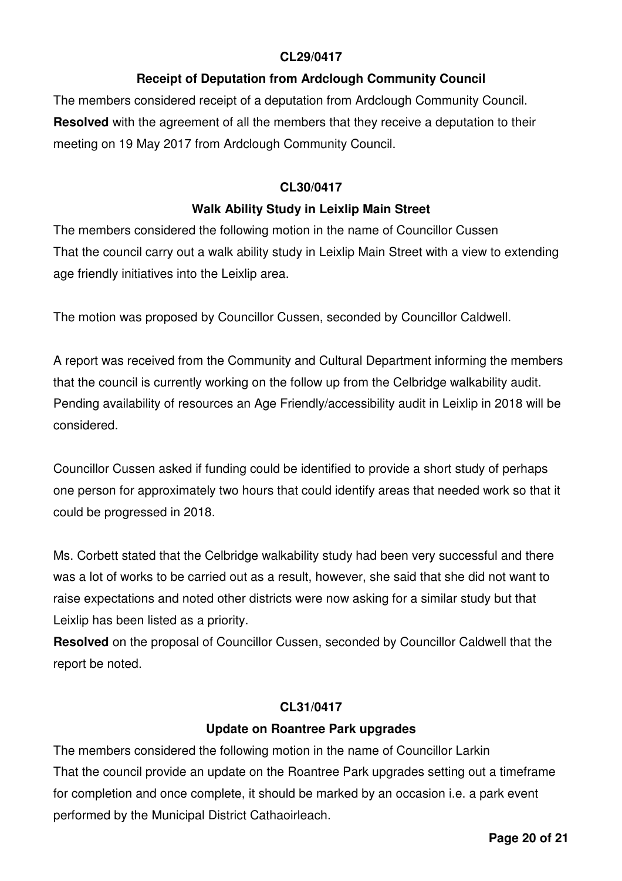**CL29/0417**

**Receipt of Deputation from Ardclough Community Council**

The members considered receipt of a deputation from Ardclough Community Council.

**Resolved** with the agreement of all the members that they receive a deputation to their meeting on 19 May 2017 from Ardclough Community Council.

**CL30/0417**

**Walk Ability Study in Leixlip Main Street**

The members considered the following motion in the name of Councillor Cussen

That the council carry out a walk ability study in Leixlip Main Street with a view to extending age friendly initiatives into the Leixlip area.

The motion was proposed by Councillor Cussen, seconded by Councillor Caldwell.

A report was received from the Community and Cultural Department informing the members that the council is currently working on the follow up from the Celbridge walkability audit. Pending availability of resources an Age Friendly/accessibility audit in Leixlip in 2018 will be considered.

Councillor Cussen asked if funding could be identified to provide a short study of perhaps one person for approximately two hours that could identify areas that needed work so that it could be progressed in 2018.

Ms. Corbett stated that the Celbridge walkability study had been very successful and there was a lot of works to be carried out as a result, however, she said that she did not want to raise expectations and noted other districts were now asking for a similar study but that Leixlip has been listed as a priority.

**Resolved** on the proposal of Councillor Cussen, seconded by Councillor Caldwell that the report be noted.

**CL31/0417**

**Update on Roantree Park upgrades**

The members considered the following motion in the name of Councillor Larkin

That the council provide an update on the Roantree Park upgrades setting out a timeframe for completion and once complete, it should be marked by an occasion i.e. a park event performed by the Municipal District Cathaoirleach.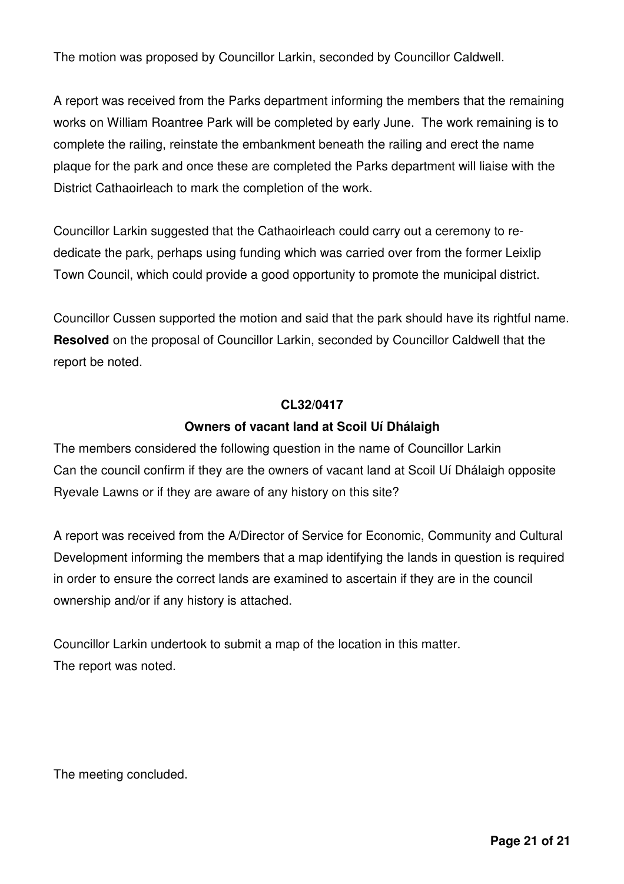The motion was proposed by Councillor Larkin, seconded by Councillor Caldwell.

A report was received from the Parks department informing the members that the remaining works on William Roantree Park will be completed by early June. The work remaining is to complete the railing, reinstate the embankment beneath the railing and erect the name plaque for the park and once these are completed the Parks department will liaise with the District Cathaoirleach to mark the completion of the work.

Councillor Larkin suggested that the Cathaoirleach could carry out a ceremony to re-dedicate the park, perhaps using funding which was carried over from the former Leixlip Town Council, which could provide a good opportunity to promote the municipal district.

Councillor Cussen supported the motion and said that the park should have its rightful name.
**Resolved** on the proposal of Councillor Larkin, seconded by Councillor Caldwell that the report be noted.

**CL32/0417**

**Owners of vacant land at Scoil Uí Dhálaigh**

The members considered the following question in the name of Councillor Larkin
Can the council confirm if they are the owners of vacant land at Scoil Uí Dhálaigh opposite Ryevale Lawns or if they are aware of any history on this site?

A report was received from the A/Director of Service for Economic, Community and Cultural Development informing the members that a map identifying the lands in question is required in order to ensure the correct lands are examined to ascertain if they are in the council ownership and/or if any history is attached.

Councillor Larkin undertook to submit a map of the location in this matter.
The report was noted.

The meeting concluded.